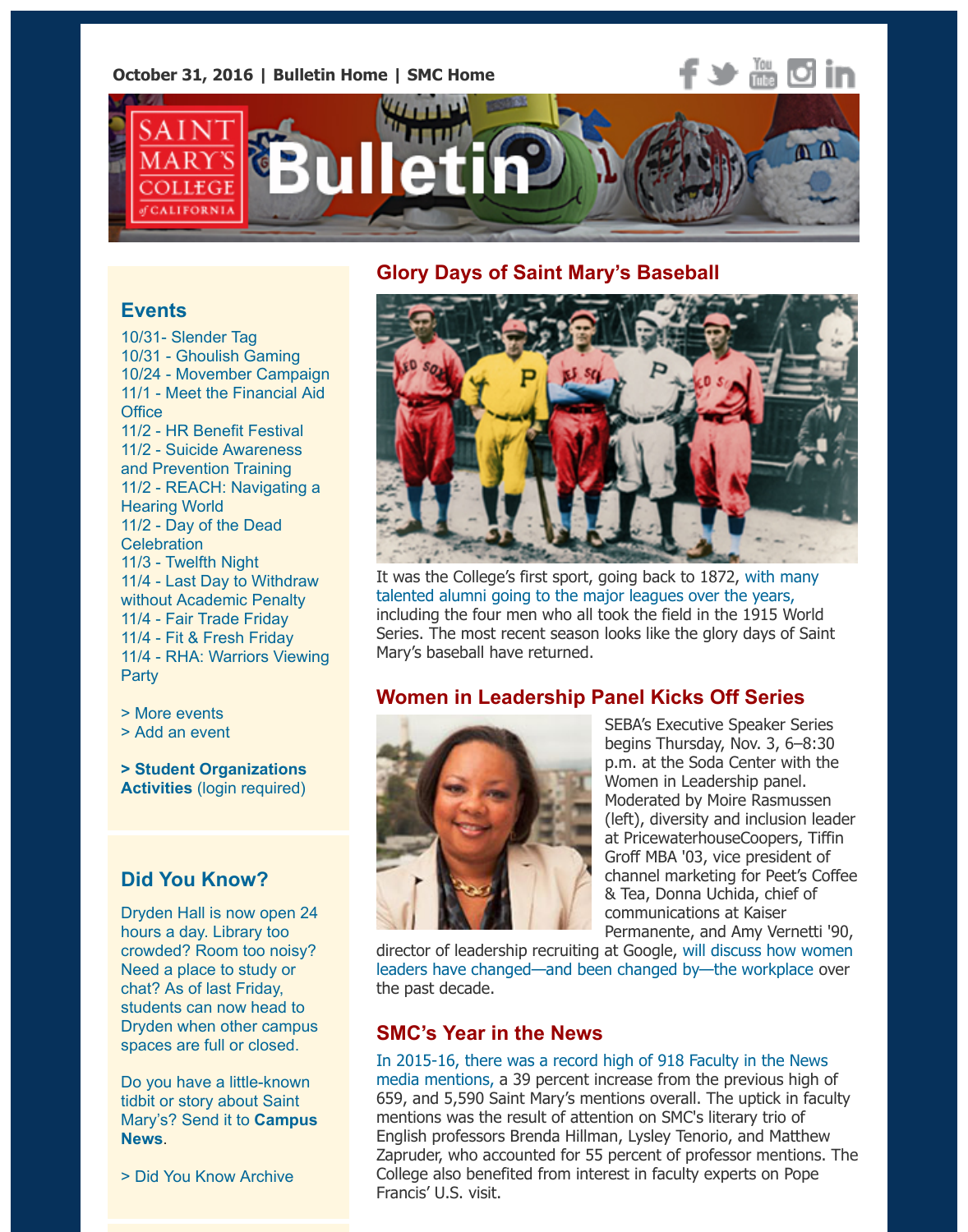October 31, 2016 | Bulletin Home | SMC Home

# Saint Mary's College of California Bulletin

## Glory Days of Saint Mary's Baseball

It was the College's first sport, going back to 1872, with many talented alumni going to the major leagues over the years, including the four men who all took the field in the 1915 World Series. The most recent season looks like the glory days of Saint Mary's baseball have returned.

## Women in Leadership Panel Kicks Off Series

SEBA's Executive Speaker Series begins Thursday, Nov. 3, 6–8:30 p.m. at the Soda Center with the Women in Leadership panel. Moderated by Moire Rasmussen (left), diversity and inclusion leader at PricewaterhouseCoopers, Tiffin Groff MBA '03, vice president of channel marketing for Peet's Coffee & Tea, Donna Uchida, chief of communications at Kaiser Permanente, and Amy Vernetti '90, director of leadership recruiting at Google, will discuss how women leaders have changed—and been changed by—the workplace over the past decade.

## SMC's Year in the News

In 2015-16, there was a record high of 918 Faculty in the News media mentions, a 39 percent increase from the previous high of 659, and 5,590 Saint Mary's mentions overall. The uptick in faculty mentions was the result of attention on SMC's literary trio of English professors Brenda Hillman, Lysley Tenorio, and Matthew Zapruder, who accounted for 55 percent of professor mentions. The College also benefited from interest in faculty experts on Pope Francis' U.S. visit.

## Events

- 10/31- Slender Tag
- 10/31 - Ghoulish Gaming
- 10/24 - Movember Campaign
- 11/1 - Meet the Financial Aid Office
- 11/2 - HR Benefit Festival
- 11/2 - Suicide Awareness and Prevention Training
- 11/2 - REACH: Navigating a Hearing World
- 11/2 - Day of the Dead Celebration
- 11/3 - Twelfth Night
- 11/4 - Last Day to Withdraw without Academic Penalty
- 11/4 - Fair Trade Friday
- 11/4 - Fit & Fresh Friday
- 11/4 - RHA: Warriors Viewing Party

> More events
> Add an event

**> Student Organizations Activities** (login required)

## Did You Know?

Dryden Hall is now open 24 hours a day. Library too crowded? Room too noisy? Need a place to study or chat? As of last Friday, students can now head to Dryden when other campus spaces are full or closed.

Do you have a little-known tidbit or story about Saint Mary's? Send it to **Campus News**.

> Did You Know Archive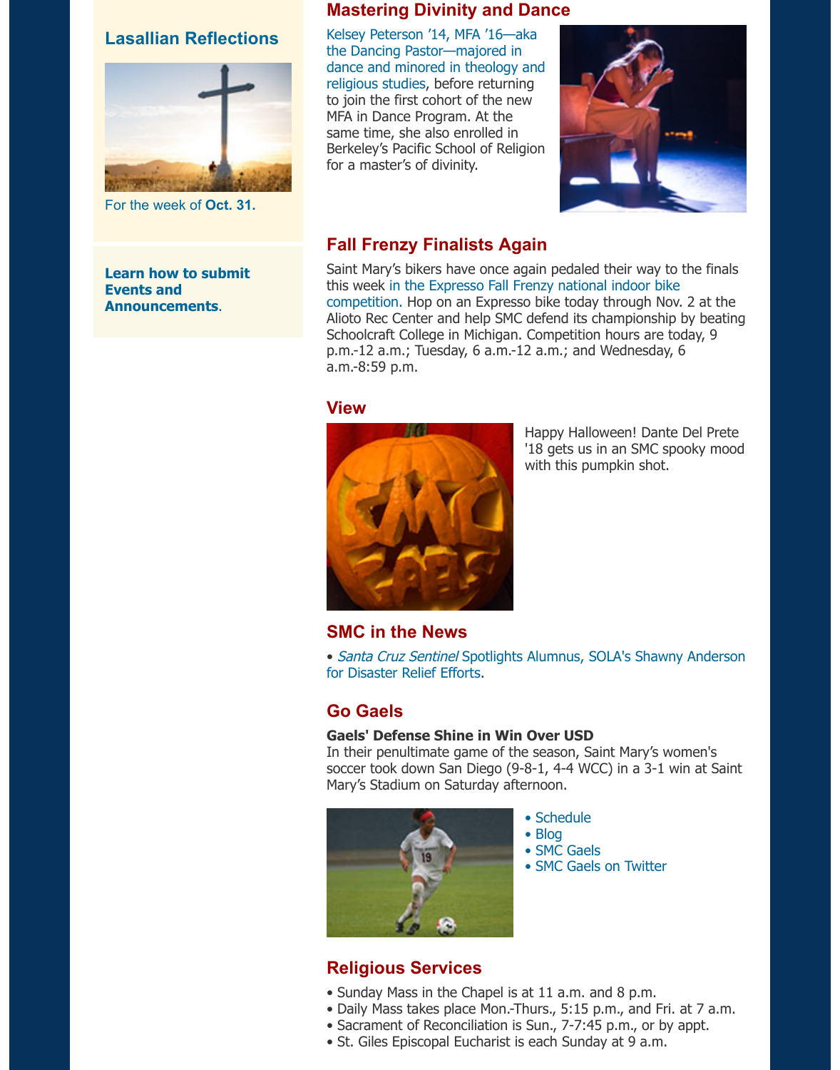## Lasallian Reflections

For the week of **Oct. 31.**

**Learn how to submit Events and Announcements**.

## Mastering Divinity and Dance

Kelsey Peterson '14, MFA '16—aka the Dancing Pastor—majored in dance and minored in theology and religious studies, before returning to join the first cohort of the new MFA in Dance Program. At the same time, she also enrolled in Berkeley's Pacific School of Religion for a master's of divinity.

## Fall Frenzy Finalists Again

Saint Mary's bikers have once again pedaled their way to the finals this week in the Expresso Fall Frenzy national indoor bike competition. Hop on an Expresso bike today through Nov. 2 at the Alioto Rec Center and help SMC defend its championship by beating Schoolcraft College in Michigan. Competition hours are today, 9 p.m.-12 a.m.; Tuesday, 6 a.m.-12 a.m.; and Wednesday, 6 a.m.-8:59 p.m.

## View

Happy Halloween! Dante Del Prete '18 gets us in an SMC spooky mood with this pumpkin shot.

## SMC in the News

• *Santa Cruz Sentinel* Spotlights Alumnus, SOLA's Shawny Anderson for Disaster Relief Efforts.

## Go Gaels

**Gaels' Defense Shine in Win Over USD**
In their penultimate game of the season, Saint Mary's women's soccer took down San Diego (9-8-1, 4-4 WCC) in a 3-1 win at Saint Mary's Stadium on Saturday afternoon.

• Schedule
• Blog
• SMC Gaels
• SMC Gaels on Twitter

## Religious Services

• Sunday Mass in the Chapel is at 11 a.m. and 8 p.m.
• Daily Mass takes place Mon.-Thurs., 5:15 p.m., and Fri. at 7 a.m.
• Sacrament of Reconciliation is Sun., 7-7:45 p.m., or by appt.
• St. Giles Episcopal Eucharist is each Sunday at 9 a.m.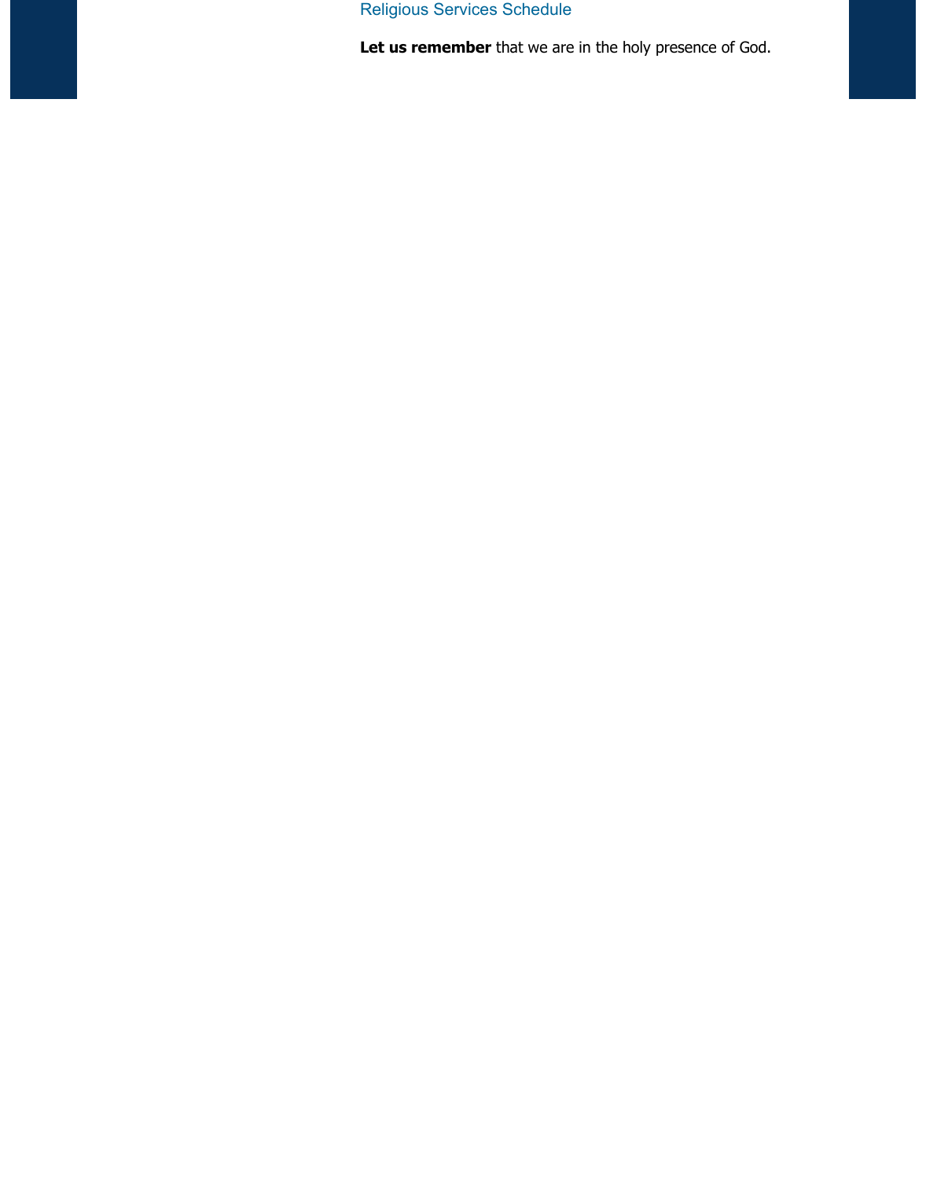Religious Services Schedule

**Let us remember** that we are in the holy presence of God.